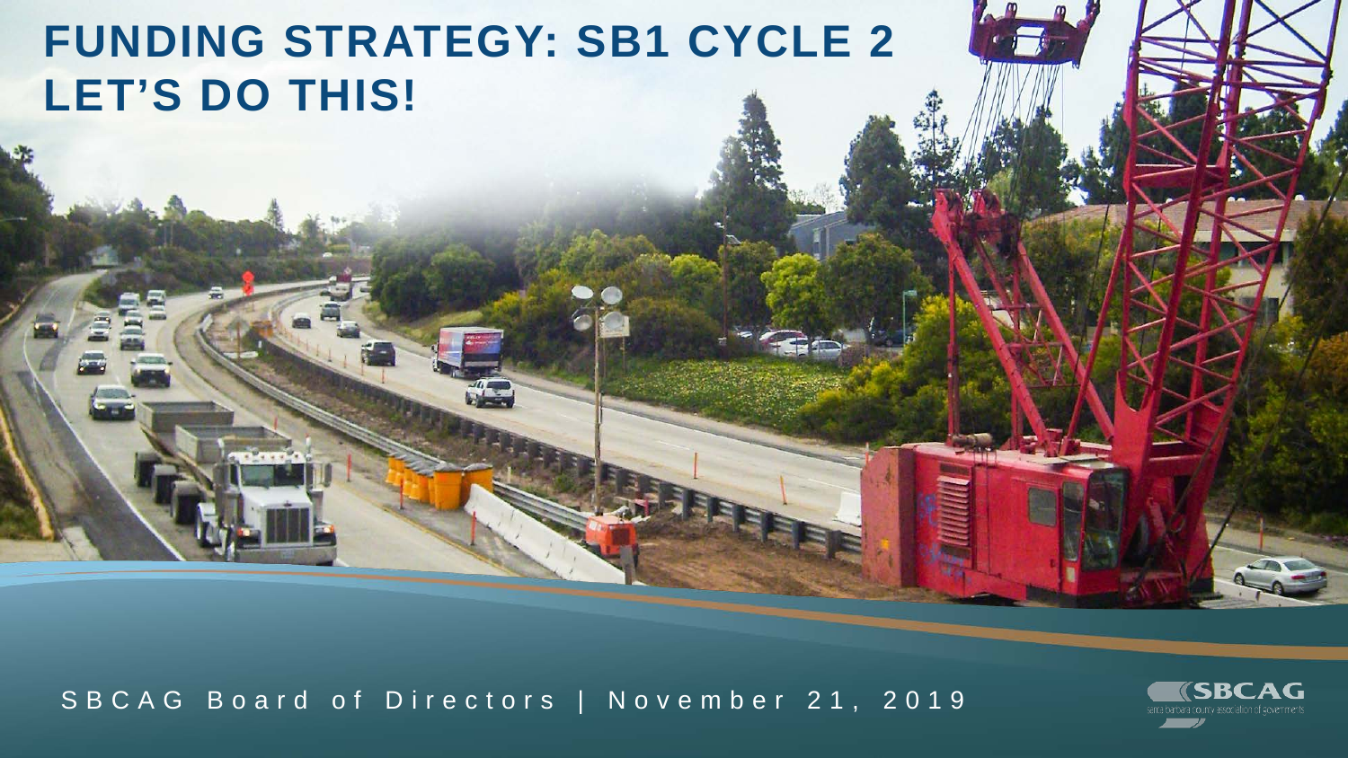# FUNDING STRATEGY: SB1 CYCLE 2
# LET'S DO THIS!

SBCAG Board of Directors | November 21, 2019

SBCAG
santa barbara county association of governments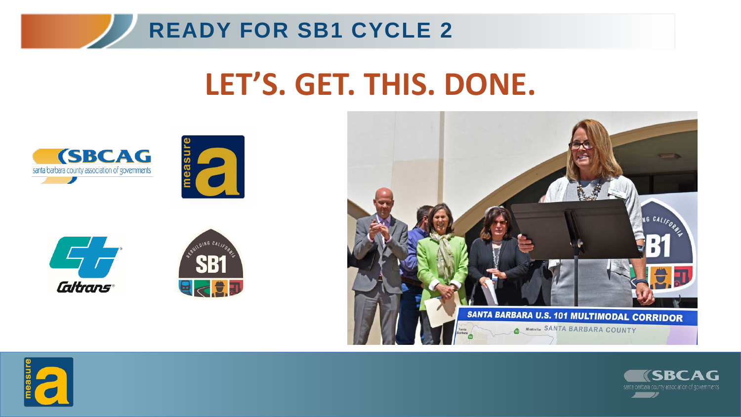# READY FOR SB1 CYCLE 2

## LET'S. GET. THIS. DONE.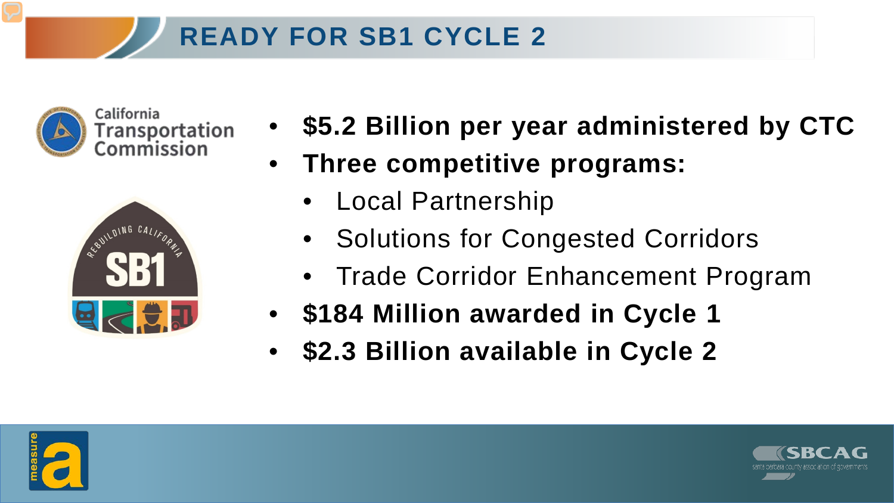# READY FOR SB1 CYCLE 2

- **$5.2 Billion per year administered by CTC**
- **Three competitive programs:**
  - Local Partnership
  - Solutions for Congested Corridors
  - Trade Corridor Enhancement Program
- **$184 Million awarded in Cycle 1**
- **$2.3 Billion available in Cycle 2**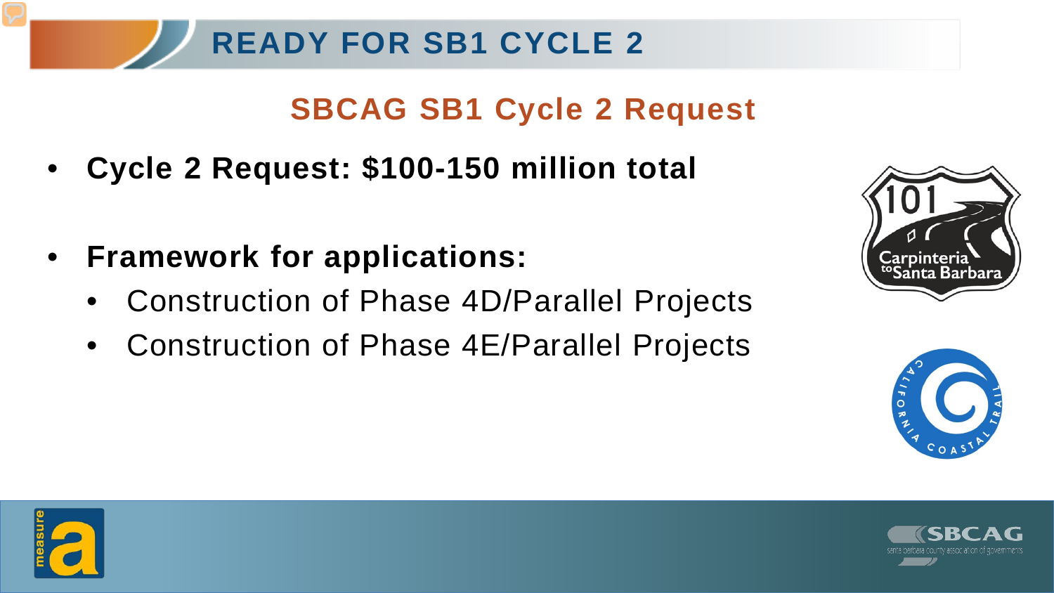# READY FOR SB1 CYCLE 2

## SBCAG SB1 Cycle 2 Request

- **Cycle 2 Request: $100-150 million total**
- **Framework for applications:**
  - Construction of Phase 4D/Parallel Projects
  - Construction of Phase 4E/Parallel Projects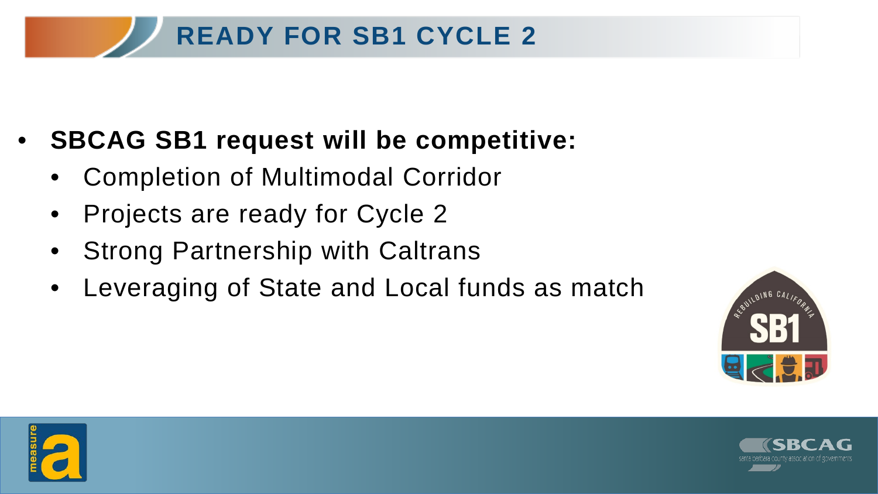# READY FOR SB1 CYCLE 2

- **SBCAG SB1 request will be competitive:**
  - Completion of Multimodal Corridor
  - Projects are ready for Cycle 2
  - Strong Partnership with Caltrans
  - Leveraging of State and Local funds as match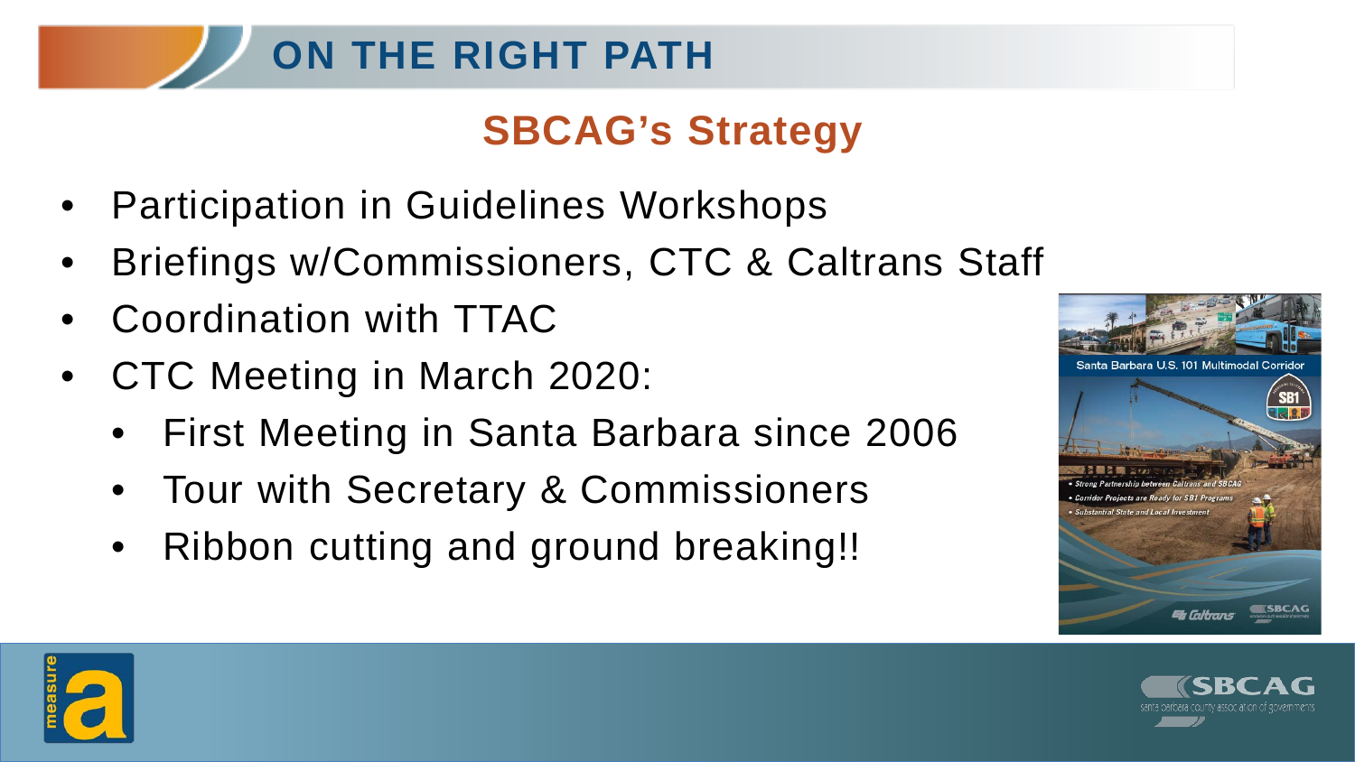# ON THE RIGHT PATH

## SBCAG's Strategy

- Participation in Guidelines Workshops
- Briefings w/Commissioners, CTC & Caltrans Staff
- Coordination with TTAC
- CTC Meeting in March 2020:
  - First Meeting in Santa Barbara since 2006
  - Tour with Secretary & Commissioners
  - Ribbon cutting and ground breaking!!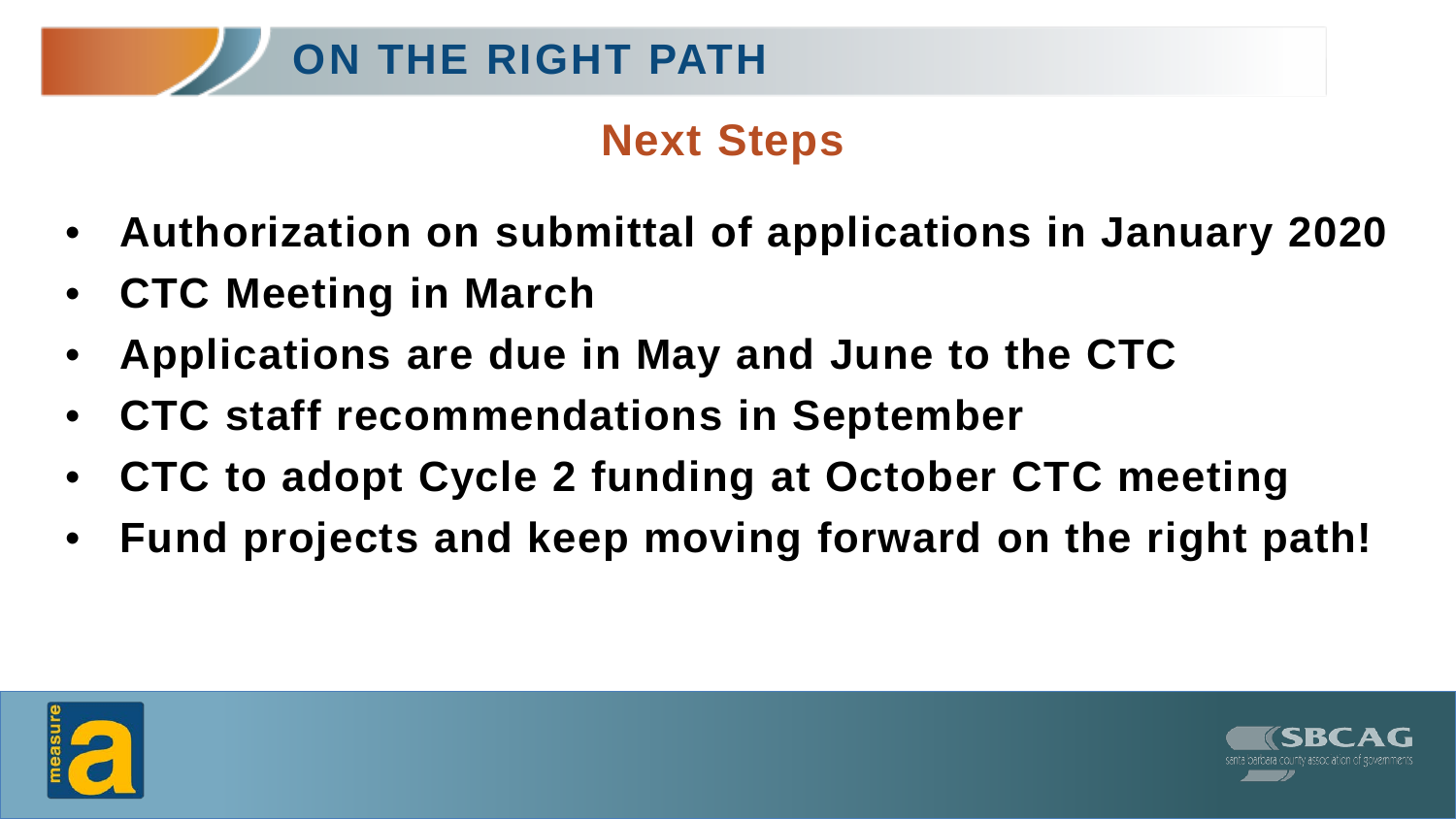# ON THE RIGHT PATH

## Next Steps

- **Authorization on submittal of applications in January 2020**
- **CTC Meeting in March**
- **Applications are due in May and June to the CTC**
- **CTC staff recommendations in September**
- **CTC to adopt Cycle 2 funding at October CTC meeting**
- **Fund projects and keep moving forward on the right path!**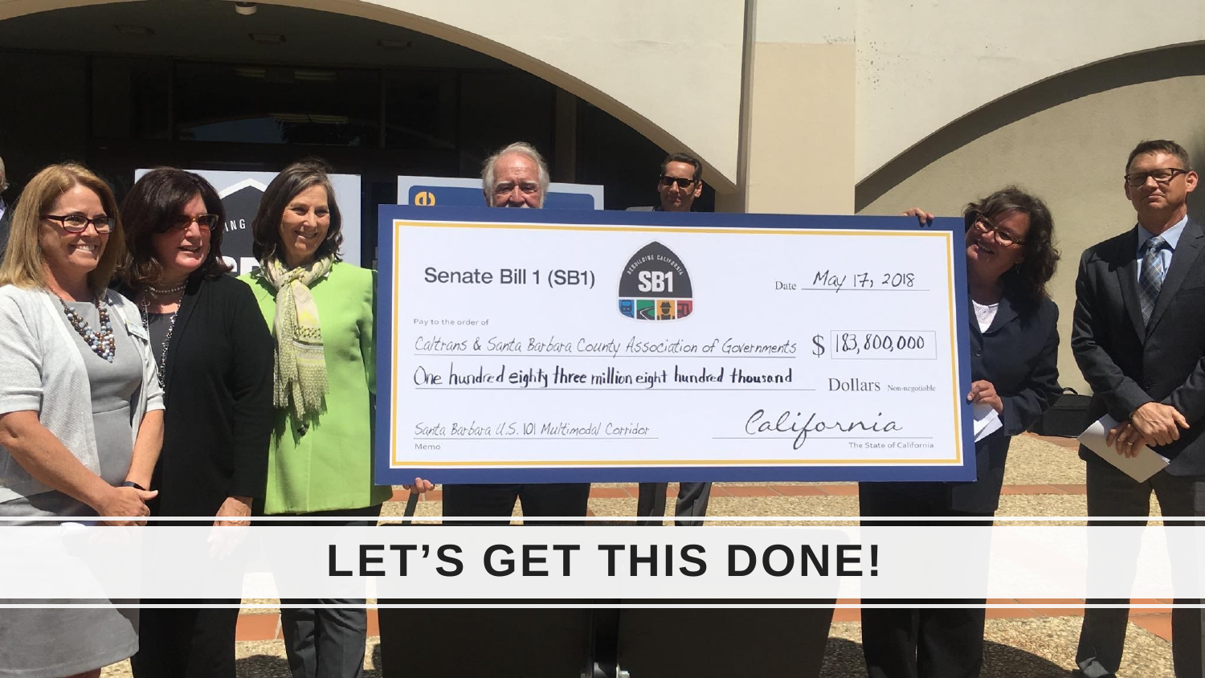# LET'S GET THIS DONE!